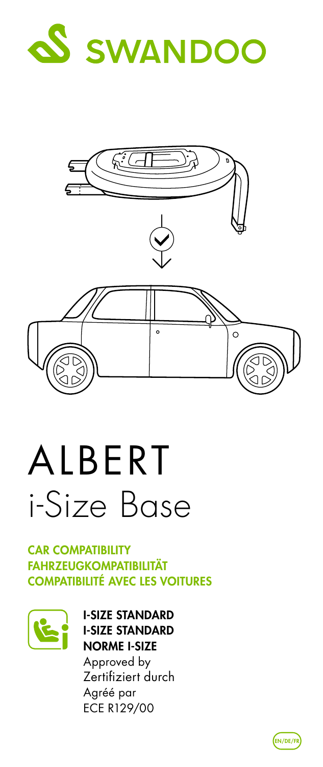SWANDOO

# ALBERT

## i-Size Base

**CAR COMPATIBILITY**
**FAHRZEUGKOMPATIBILITÄT**
**COMPATIBILITÉ AVEC LES VOITURES**

**I-SIZE STANDARD**
**I-SIZE STANDARD**
**NORME I-SIZE**

Approved by
Zertifiziert durch
Agréé par
ECE R129/00

EN/DE/FR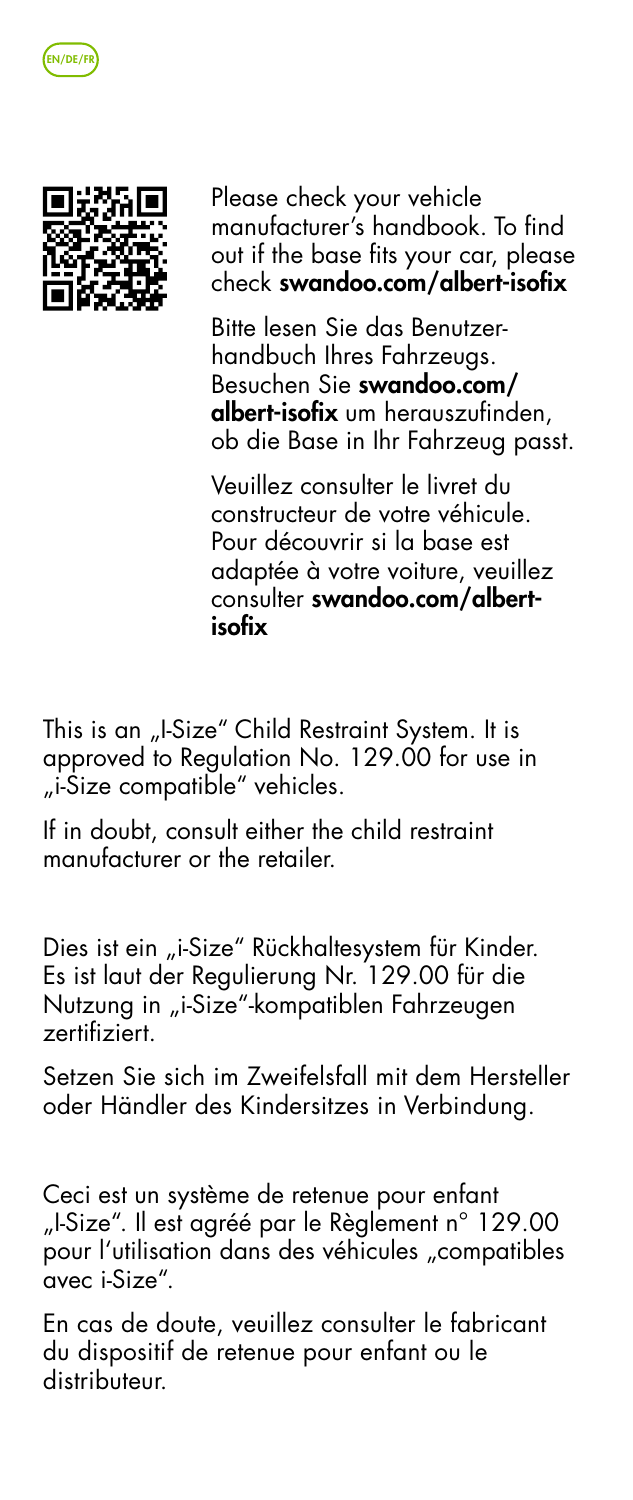EN/DE/FR

Please check your vehicle manufacturer's handbook. To find out if the base fits your car, please check **swandoo.com/albert-isofix**

Bitte lesen Sie das Benutzerhandbuch Ihres Fahrzeugs. Besuchen Sie **swandoo.com/albert-isofix** um herauszufinden, ob die Base in Ihr Fahrzeug passt.

Veuillez consulter le livret du constructeur de votre véhicule. Pour découvrir si la base est adaptée à votre voiture, veuillez consulter **swandoo.com/albert-isofix**

This is an „I-Size" Child Restraint System. It is approved to Regulation No. 129.00 for use in „i-Size compatible" vehicles.

If in doubt, consult either the child restraint manufacturer or the retailer.

Dies ist ein „i-Size" Rückhaltesystem für Kinder. Es ist laut der Regulierung Nr. 129.00 für die Nutzung in „i-Size"-kompatiblen Fahrzeugen zertifiziert.

Setzen Sie sich im Zweifelsfall mit dem Hersteller oder Händler des Kindersitzes in Verbindung.

Ceci est un système de retenue pour enfant „I-Size". Il est agréé par le Règlement n° 129.00 pour l'utilisation dans des véhicules „compatibles avec i-Size".

En cas de doute, veuillez consulter le fabricant du dispositif de retenue pour enfant ou le distributeur.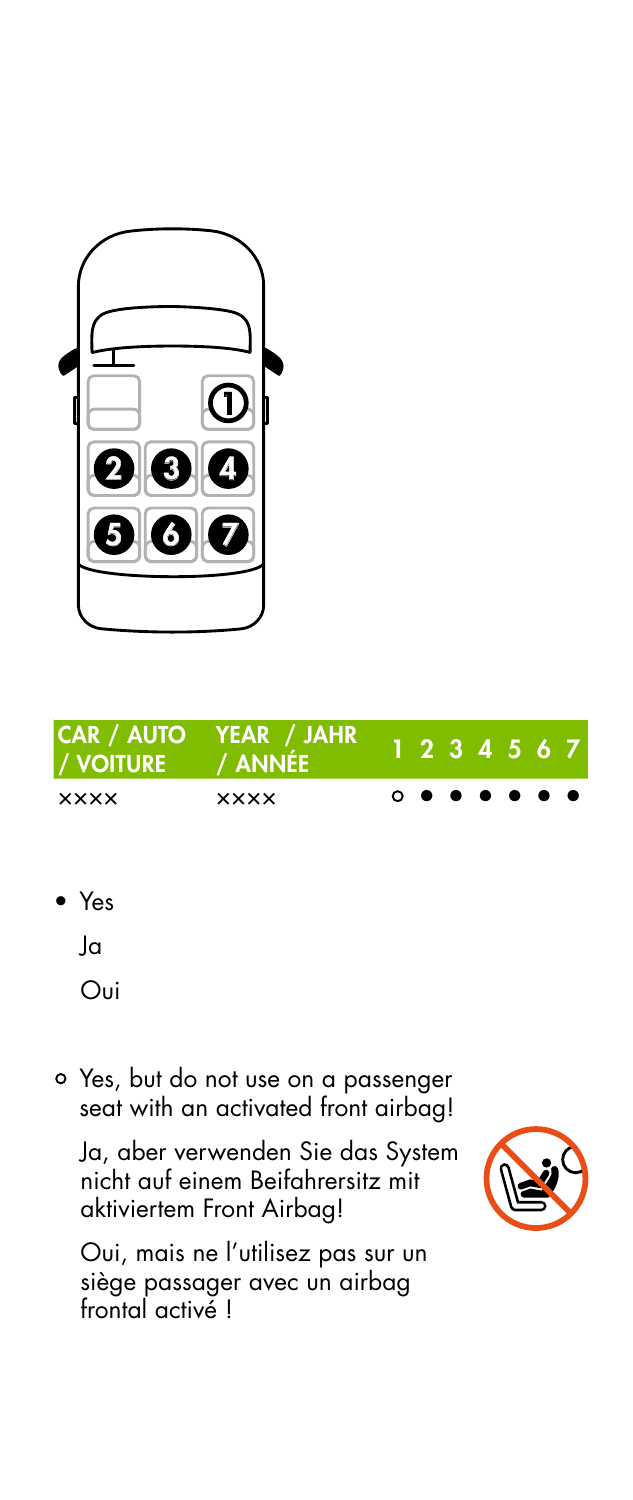| CAR / AUTO / VOITURE | YEAR / JAHR / ANNÉE | 1 | 2 | 3 | 4 | 5 | 6 | 7 |
|---|---|---|---|---|---|---|---|---|
| xxxx | xxxx | ○ | ● | ● | ● | ● | ● | ● |

- ● Yes

  Ja

  Oui

- ○ Yes, but do not use on a passenger seat with an activated front airbag!

  Ja, aber verwenden Sie das System nicht auf einem Beifahrersitz mit aktiviertem Front Airbag!

  Oui, mais ne l'utilisez pas sur un siège passager avec un airbag frontal activé !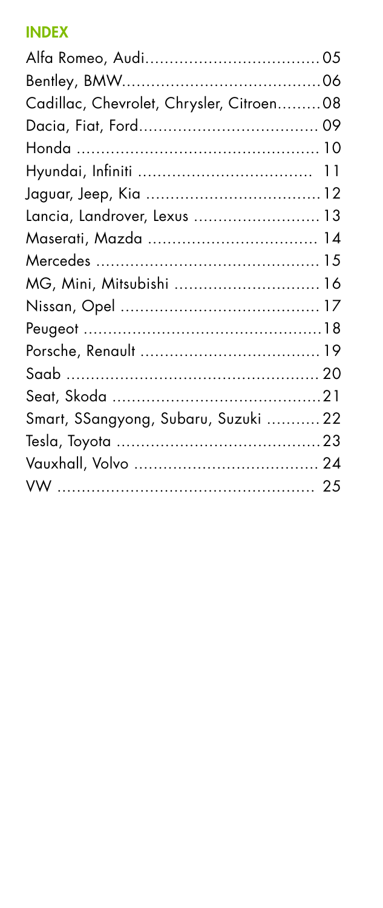## INDEX

Alfa Romeo, Audi.................................... 05
Bentley, BMW........................................ 06
Cadillac, Chevrolet, Chrysler, Citroen......... 08
Dacia, Fiat, Ford..................................... 09
Honda .................................................. 10
Hyundai, Infiniti ...................................... 11
Jaguar, Jeep, Kia .................................... 12
Lancia, Landrover, Lexus .......................... 13
Maserati, Mazda ..................................... 14
Mercedes ............................................... 15
MG, Mini, Mitsubishi ................................ 16
Nissan, Opel .......................................... 17
Peugeot ................................................. 18
Porsche, Renault ..................................... 19
Saab .................................................... 20
Seat, Skoda ............................................ 21
Smart, SSangyong, Subaru, Suzuki ........... 22
Tesla, Toyota .......................................... 23
Vauxhall, Volvo ...................................... 24
VW ....................................................... 25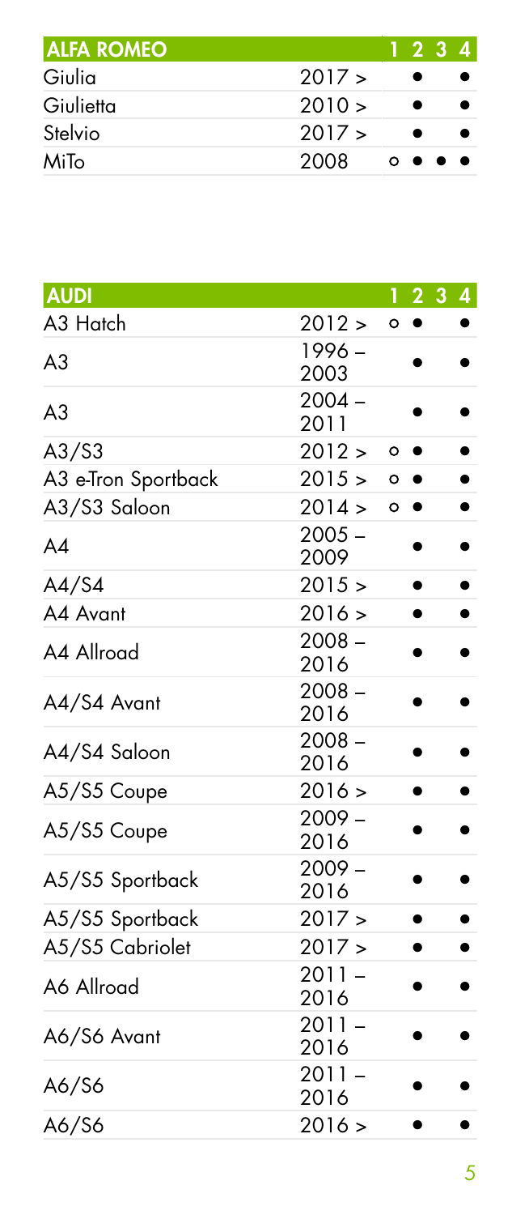| ALFA ROMEO | | 1 | 2 | 3 | 4 |
|---|---|---|---|---|---|
| Giulia | 2017 > | | ● | | ● |
| Giulietta | 2010 > | | ● | | ● |
| Stelvio | 2017 > | | ● | | ● |
| MiTo | 2008 | ○ | ● | ● | ● |

| AUDI | | 1 | 2 | 3 | 4 |
|---|---|---|---|---|---|
| A3 Hatch | 2012 > | ○ | ● | | ● |
| A3 | 1996 – 2003 | | ● | | ● |
| A3 | 2004 – 2011 | | ● | | ● |
| A3/S3 | 2012 > | ○ | ● | | ● |
| A3 e-Tron Sportback | 2015 > | ○ | ● | | ● |
| A3/S3 Saloon | 2014 > | ○ | ● | | ● |
| A4 | 2005 – 2009 | | ● | | ● |
| A4/S4 | 2015 > | | ● | | ● |
| A4 Avant | 2016 > | | ● | | ● |
| A4 Allroad | 2008 – 2016 | | ● | | ● |
| A4/S4 Avant | 2008 – 2016 | | ● | | ● |
| A4/S4 Saloon | 2008 – 2016 | | ● | | ● |
| A5/S5 Coupe | 2016 > | | ● | | ● |
| A5/S5 Coupe | 2009 – 2016 | | ● | | ● |
| A5/S5 Sportback | 2009 – 2016 | | ● | | ● |
| A5/S5 Sportback | 2017 > | | ● | | ● |
| A5/S5 Cabriolet | 2017 > | | ● | | ● |
| A6 Allroad | 2011 – 2016 | | ● | | ● |
| A6/S6 Avant | 2011 – 2016 | | ● | | ● |
| A6/S6 | 2011 – 2016 | | ● | | ● |
| A6/S6 | 2016 > | | ● | | ● |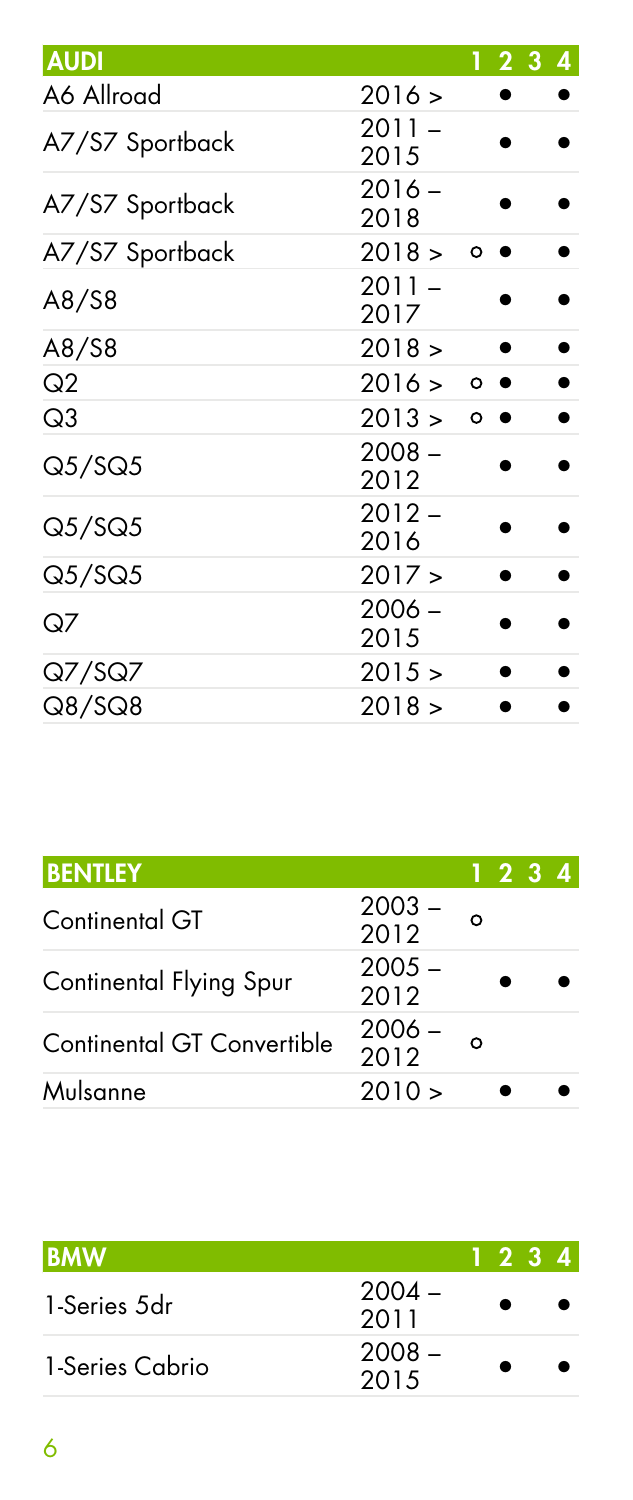| AUDI | | 1 | 2 | 3 | 4 |
|---|---|---|---|---|---|
| A6 Allroad | 2016 > | | ● | | ● |
| A7/S7 Sportback | 2011 – 2015 | | ● | | ● |
| A7/S7 Sportback | 2016 – 2018 | | ● | | ● |
| A7/S7 Sportback | 2018 > | ○ | ● | | ● |
| A8/S8 | 2011 – 2017 | | ● | | ● |
| A8/S8 | 2018 > | | ● | | ● |
| Q2 | 2016 > | ○ | ● | | ● |
| Q3 | 2013 > | ○ | ● | | ● |
| Q5/SQ5 | 2008 – 2012 | | ● | | ● |
| Q5/SQ5 | 2012 – 2016 | | ● | | ● |
| Q5/SQ5 | 2017 > | | ● | | ● |
| Q7 | 2006 – 2015 | | ● | | ● |
| Q7/SQ7 | 2015 > | | ● | | ● |
| Q8/SQ8 | 2018 > | | ● | | ● |

| BENTLEY | | 1 | 2 | 3 | 4 |
|---|---|---|---|---|---|
| Continental GT | 2003 – 2012 | ○ | | | |
| Continental Flying Spur | 2005 – 2012 | | ● | | ● |
| Continental GT Convertible | 2006 – 2012 | ○ | | | |
| Mulsanne | 2010 > | | ● | | ● |

| BMW | | 1 | 2 | 3 | 4 |
|---|---|---|---|---|---|
| 1-Series 5dr | 2004 – 2011 | | ● | | ● |
| 1-Series Cabrio | 2008 – 2015 | | ● | | ● |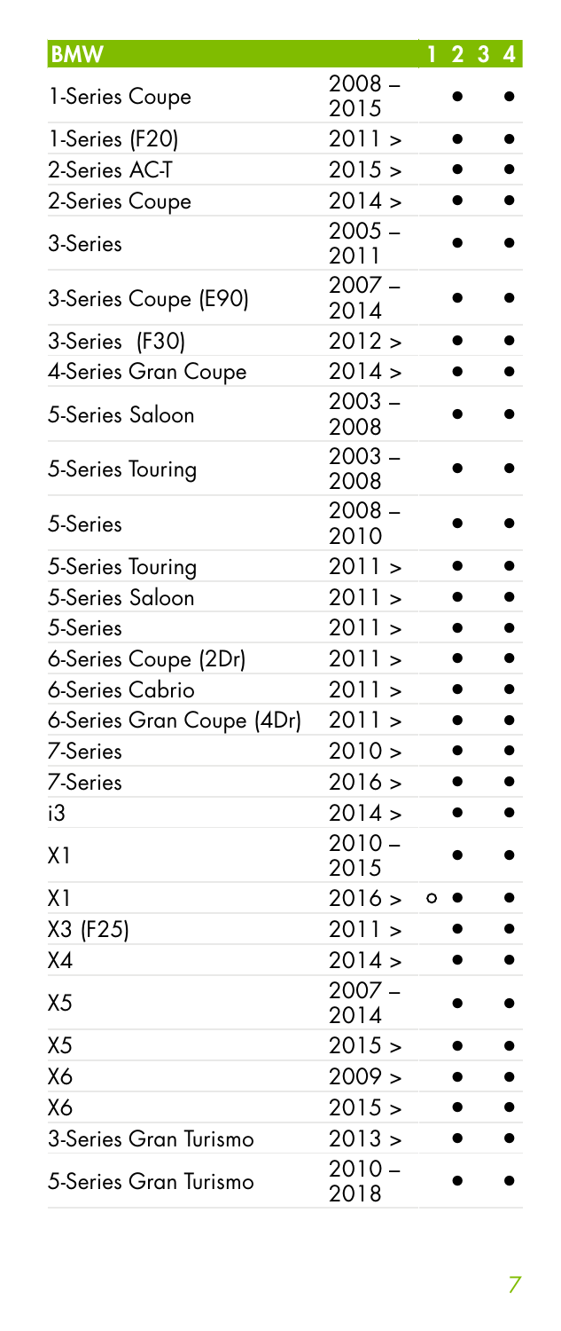| BMW | | 1 | 2 | 3 | 4 |
|---|---|---|---|---|---|
| 1-Series Coupe | 2008 – 2015 | | ● | | ● |
| 1-Series (F20) | 2011 > | | ● | | ● |
| 2-Series AC-T | 2015 > | | ● | | ● |
| 2-Series Coupe | 2014 > | | ● | | ● |
| 3-Series | 2005 – 2011 | | ● | | ● |
| 3-Series Coupe (E90) | 2007 – 2014 | | ● | | ● |
| 3-Series (F30) | 2012 > | | ● | | ● |
| 4-Series Gran Coupe | 2014 > | | ● | | ● |
| 5-Series Saloon | 2003 – 2008 | | ● | | ● |
| 5-Series Touring | 2003 – 2008 | | ● | | ● |
| 5-Series | 2008 – 2010 | | ● | | ● |
| 5-Series Touring | 2011 > | | ● | | ● |
| 5-Series Saloon | 2011 > | | ● | | ● |
| 5-Series | 2011 > | | ● | | ● |
| 6-Series Coupe (2Dr) | 2011 > | | ● | | ● |
| 6-Series Cabrio | 2011 > | | ● | | ● |
| 6-Series Gran Coupe (4Dr) | 2011 > | | ● | | ● |
| 7-Series | 2010 > | | ● | | ● |
| 7-Series | 2016 > | | ● | | ● |
| i3 | 2014 > | | ● | | ● |
| X1 | 2010 – 2015 | | ● | | ● |
| X1 | 2016 > | ○ | ● | | ● |
| X3 (F25) | 2011 > | | ● | | ● |
| X4 | 2014 > | | ● | | ● |
| X5 | 2007 – 2014 | | ● | | ● |
| X5 | 2015 > | | ● | | ● |
| X6 | 2009 > | | ● | | ● |
| X6 | 2015 > | | ● | | ● |
| 3-Series Gran Turismo | 2013 > | | ● | | ● |
| 5-Series Gran Turismo | 2010 – 2018 | | ● | | ● |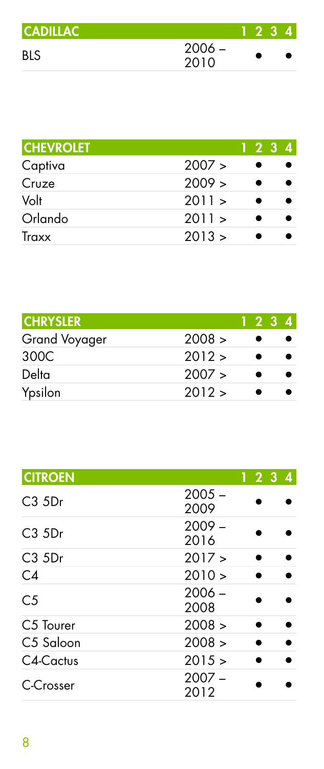| CADILLAC | | 1 | 2 | 3 | 4 |
|---|---|---|---|---|---|
| BLS | 2006 – 2010 | | ● | | ● |

| CHEVROLET | | 1 | 2 | 3 | 4 |
|---|---|---|---|---|---|
| Captiva | 2007 > | | ● | | ● |
| Cruze | 2009 > | | ● | | ● |
| Volt | 2011 > | | ● | | ● |
| Orlando | 2011 > | | ● | | ● |
| Traxx | 2013 > | | ● | | ● |

| CHRYSLER | | 1 | 2 | 3 | 4 |
|---|---|---|---|---|---|
| Grand Voyager | 2008 > | | ● | | ● |
| 300C | 2012 > | | ● | | ● |
| Delta | 2007 > | | ● | | ● |
| Ypsilon | 2012 > | | ● | | ● |

| CITROEN | | 1 | 2 | 3 | 4 |
|---|---|---|---|---|---|
| C3 5Dr | 2005 – 2009 | | ● | | ● |
| C3 5Dr | 2009 – 2016 | | ● | | ● |
| C3 5Dr | 2017 > | | ● | | ● |
| C4 | 2010 > | | ● | | ● |
| C5 | 2006 – 2008 | | ● | | ● |
| C5 Tourer | 2008 > | | ● | | ● |
| C5 Saloon | 2008 > | | ● | | ● |
| C4-Cactus | 2015 > | | ● | | ● |
| C-Crosser | 2007 – 2012 | | ● | | ● |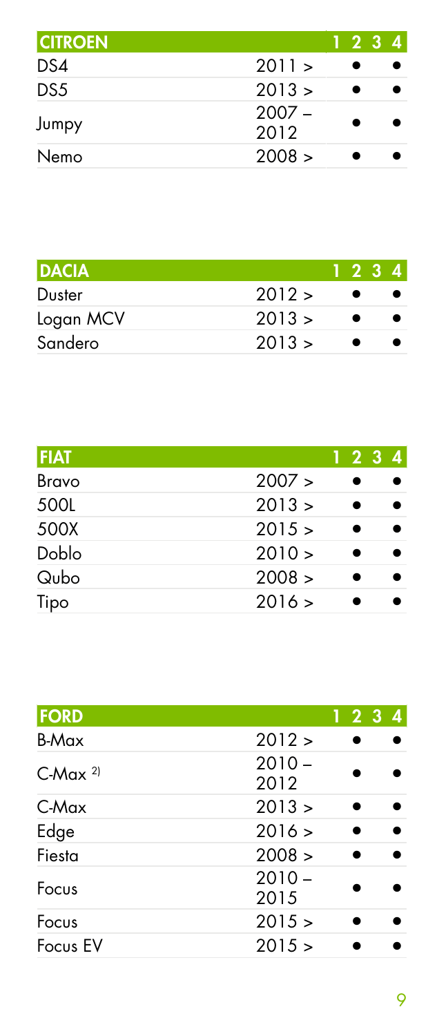| CITROEN | | 1 | 2 | 3 | 4 |
|---|---|---|---|---|---|
| DS4 | 2011 > | | ● | | ● |
| DS5 | 2013 > | | ● | | ● |
| Jumpy | 2007 – 2012 | | ● | | ● |
| Nemo | 2008 > | | ● | | ● |

| DACIA | | 1 | 2 | 3 | 4 |
|---|---|---|---|---|---|
| Duster | 2012 > | | ● | | ● |
| Logan MCV | 2013 > | | ● | | ● |
| Sandero | 2013 > | | ● | | ● |

| FIAT | | 1 | 2 | 3 | 4 |
|---|---|---|---|---|---|
| Bravo | 2007 > | | ● | | ● |
| 500L | 2013 > | | ● | | ● |
| 500X | 2015 > | | ● | | ● |
| Doblo | 2010 > | | ● | | ● |
| Qubo | 2008 > | | ● | | ● |
| Tipo | 2016 > | | ● | | ● |

| FORD | | 1 | 2 | 3 | 4 |
|---|---|---|---|---|---|
| B-Max | 2012 > | | ● | | ● |
| C-Max [2] | 2010 – 2012 | | ● | | ● |
| C-Max | 2013 > | | ● | | ● |
| Edge | 2016 > | | ● | | ● |
| Fiesta | 2008 > | | ● | | ● |
| Focus | 2010 – 2015 | | ● | | ● |
| Focus | 2015 > | | ● | | ● |
| Focus EV | 2015 > | | ● | | ● |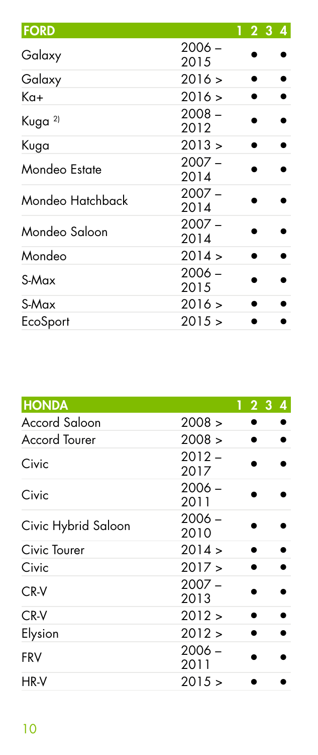| FORD | | 1 | 2 | 3 | 4 |
|---|---|---|---|---|---|
| Galaxy | 2006 – 2015 | | ● | | ● |
| Galaxy | 2016 > | | ● | | ● |
| Ka+ | 2016 > | | ● | | ● |
| Kuga [2)] | 2008 – 2012 | | ● | | ● |
| Kuga | 2013 > | | ● | | ● |
| Mondeo Estate | 2007 – 2014 | | ● | | ● |
| Mondeo Hatchback | 2007 – 2014 | | ● | | ● |
| Mondeo Saloon | 2007 – 2014 | | ● | | ● |
| Mondeo | 2014 > | | ● | | ● |
| S-Max | 2006 – 2015 | | ● | | ● |
| S-Max | 2016 > | | ● | | ● |
| EcoSport | 2015 > | | ● | | ● |

| HONDA | | 1 | 2 | 3 | 4 |
|---|---|---|---|---|---|
| Accord Saloon | 2008 > | | ● | | ● |
| Accord Tourer | 2008 > | | ● | | ● |
| Civic | 2012 – 2017 | | ● | | ● |
| Civic | 2006 – 2011 | | ● | | ● |
| Civic Hybrid Saloon | 2006 – 2010 | | ● | | ● |
| Civic Tourer | 2014 > | | ● | | ● |
| Civic | 2017 > | | ● | | ● |
| CR-V | 2007 – 2013 | | ● | | ● |
| CR-V | 2012 > | | ● | | ● |
| Elysion | 2012 > | | ● | | ● |
| FRV | 2006 – 2011 | | ● | | ● |
| HR-V | 2015 > | | ● | | ● |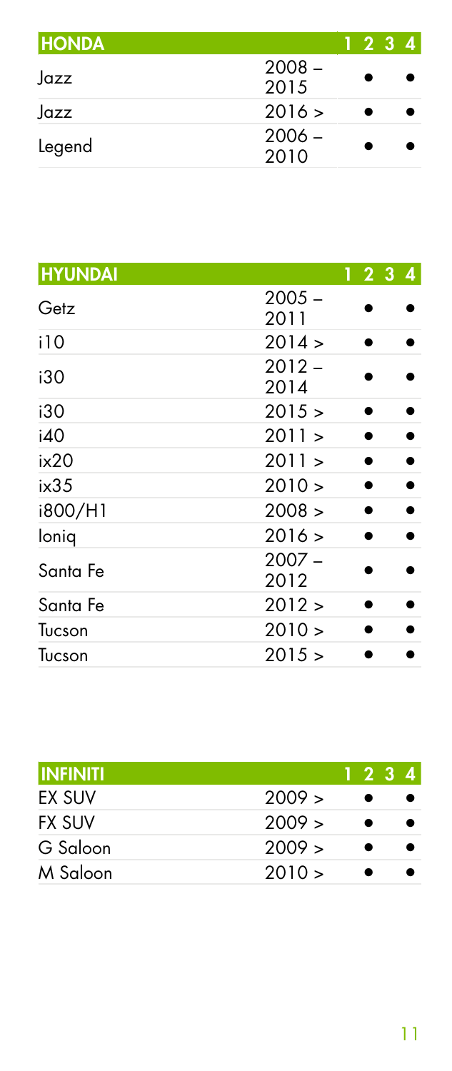| HONDA | | 1 | 2 | 3 | 4 |
|---|---|---|---|---|---|
| Jazz | 2008 – 2015 | | ● | | ● |
| Jazz | 2016 > | | ● | | ● |
| Legend | 2006 – 2010 | | ● | | ● |

| HYUNDAI | | 1 | 2 | 3 | 4 |
|---|---|---|---|---|---|
| Getz | 2005 – 2011 | | ● | | ● |
| i10 | 2014 > | | ● | | ● |
| i30 | 2012 – 2014 | | ● | | ● |
| i30 | 2015 > | | ● | | ● |
| i40 | 2011 > | | ● | | ● |
| ix20 | 2011 > | | ● | | ● |
| ix35 | 2010 > | | ● | | ● |
| i800/H1 | 2008 > | | ● | | ● |
| Ioniq | 2016 > | | ● | | ● |
| Santa Fe | 2007 – 2012 | | ● | | ● |
| Santa Fe | 2012 > | | ● | | ● |
| Tucson | 2010 > | | ● | | ● |
| Tucson | 2015 > | | ● | | ● |

| INFINITI | | 1 | 2 | 3 | 4 |
|---|---|---|---|---|---|
| EX SUV | 2009 > | | ● | | ● |
| FX SUV | 2009 > | | ● | | ● |
| G Saloon | 2009 > | | ● | | ● |
| M Saloon | 2010 > | | ● | | ● |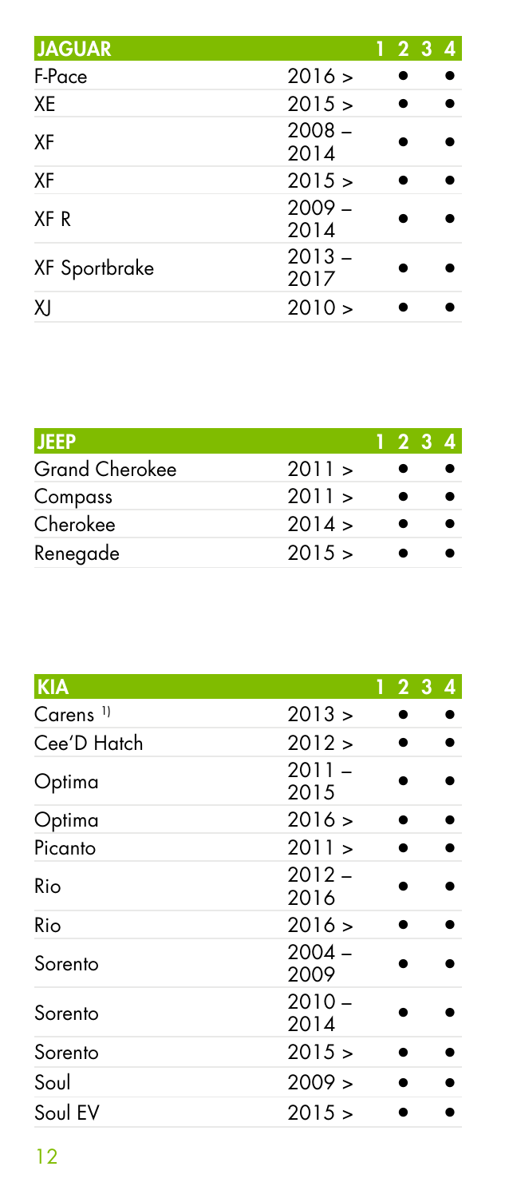| JAGUAR | | 1 | 2 | 3 | 4 |
|---|---|---|---|---|---|
| F-Pace | 2016 > | | ● | | ● |
| XE | 2015 > | | ● | | ● |
| XF | 2008 – 2014 | | ● | | ● |
| XF | 2015 > | | ● | | ● |
| XF R | 2009 – 2014 | | ● | | ● |
| XF Sportbrake | 2013 – 2017 | | ● | | ● |
| XJ | 2010 > | | ● | | ● |

| JEEP | | 1 | 2 | 3 | 4 |
|---|---|---|---|---|---|
| Grand Cherokee | 2011 > | | ● | | ● |
| Compass | 2011 > | | ● | | ● |
| Cherokee | 2014 > | | ● | | ● |
| Renegade | 2015 > | | ● | | ● |

| KIA | | 1 | 2 | 3 | 4 |
|---|---|---|---|---|---|
| Carens [1)] | 2013 > | | ● | | ● |
| Cee'D Hatch | 2012 > | | ● | | ● |
| Optima | 2011 – 2015 | | ● | | ● |
| Optima | 2016 > | | ● | | ● |
| Picanto | 2011 > | | ● | | ● |
| Rio | 2012 – 2016 | | ● | | ● |
| Rio | 2016 > | | ● | | ● |
| Sorento | 2004 – 2009 | | ● | | ● |
| Sorento | 2010 – 2014 | | ● | | ● |
| Sorento | 2015 > | | ● | | ● |
| Soul | 2009 > | | ● | | ● |
| Soul EV | 2015 > | | ● | | ● |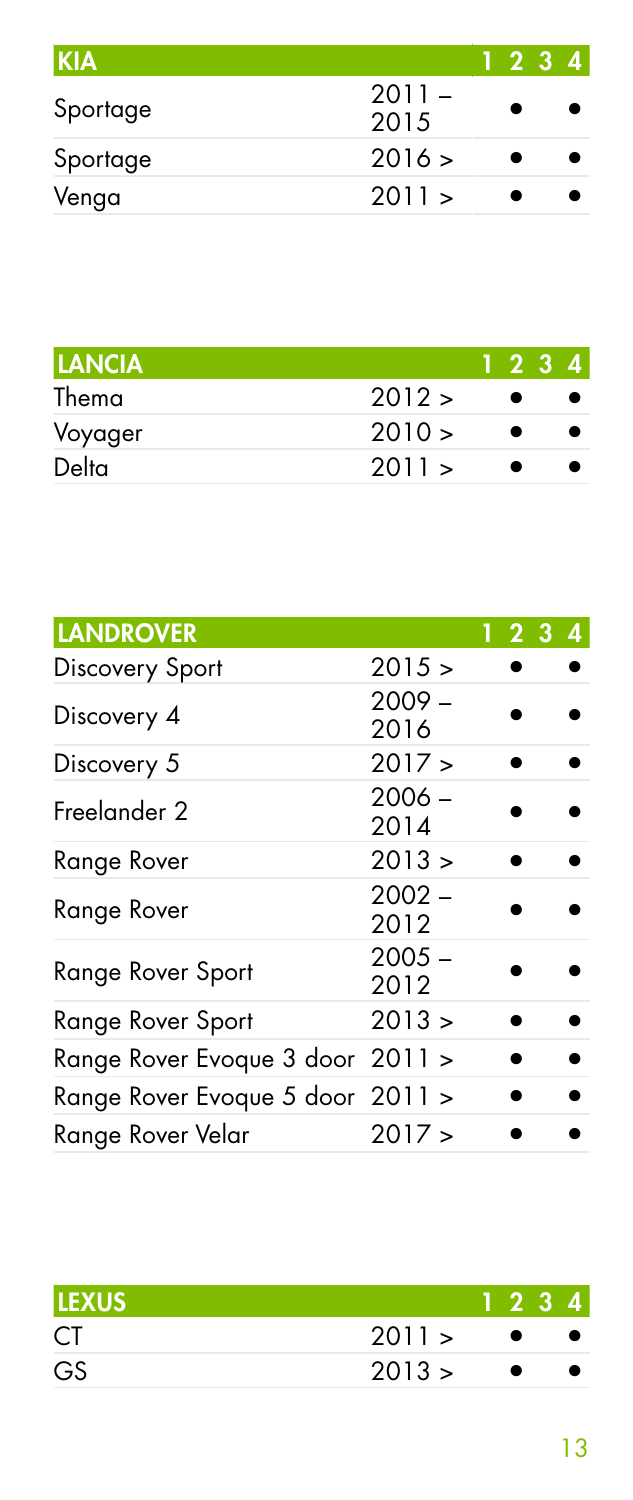| KIA | | 1 | 2 | 3 | 4 |
|---|---|---|---|---|---|
| Sportage | 2011 – 2015 | | ● | | ● |
| Sportage | 2016 > | | ● | | ● |
| Venga | 2011 > | | ● | | ● |

| LANCIA | | 1 | 2 | 3 | 4 |
|---|---|---|---|---|---|
| Thema | 2012 > | | ● | | ● |
| Voyager | 2010 > | | ● | | ● |
| Delta | 2011 > | | ● | | ● |

| LANDROVER | | 1 | 2 | 3 | 4 |
|---|---|---|---|---|---|
| Discovery Sport | 2015 > | | ● | | ● |
| Discovery 4 | 2009 – 2016 | | ● | | ● |
| Discovery 5 | 2017 > | | ● | | ● |
| Freelander 2 | 2006 – 2014 | | ● | | ● |
| Range Rover | 2013 > | | ● | | ● |
| Range Rover | 2002 – 2012 | | ● | | ● |
| Range Rover Sport | 2005 – 2012 | | ● | | ● |
| Range Rover Sport | 2013 > | | ● | | ● |
| Range Rover Evoque 3 door | 2011 > | | ● | | ● |
| Range Rover Evoque 5 door | 2011 > | | ● | | ● |
| Range Rover Velar | 2017 > | | ● | | ● |

| LEXUS | | 1 | 2 | 3 | 4 |
|---|---|---|---|---|---|
| CT | 2011 > | | ● | | ● |
| GS | 2013 > | | ● | | ● |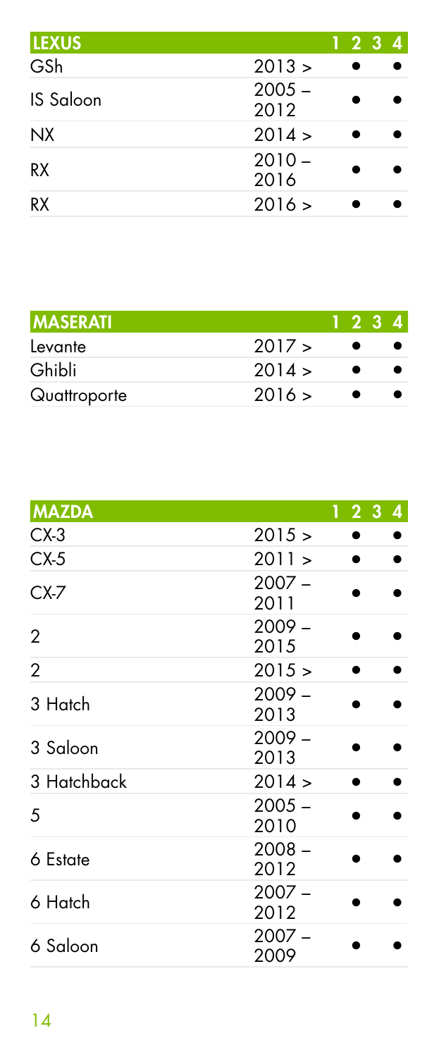| LEXUS | | 1 | 2 | 3 | 4 |
|---|---|---|---|---|---|
| GSh | 2013 > | | ● | | ● |
| IS Saloon | 2005 – 2012 | | ● | | ● |
| NX | 2014 > | | ● | | ● |
| RX | 2010 – 2016 | | ● | | ● |
| RX | 2016 > | | ● | | ● |

| MASERATI | | 1 | 2 | 3 | 4 |
|---|---|---|---|---|---|
| Levante | 2017 > | | ● | | ● |
| Ghibli | 2014 > | | ● | | ● |
| Quattroporte | 2016 > | | ● | | ● |

| MAZDA | | 1 | 2 | 3 | 4 |
|---|---|---|---|---|---|
| CX-3 | 2015 > | | ● | | ● |
| CX-5 | 2011 > | | ● | | ● |
| CX-7 | 2007 – 2011 | | ● | | ● |
| 2 | 2009 – 2015 | | ● | | ● |
| 2 | 2015 > | | ● | | ● |
| 3 Hatch | 2009 – 2013 | | ● | | ● |
| 3 Saloon | 2009 – 2013 | | ● | | ● |
| 3 Hatchback | 2014 > | | ● | | ● |
| 5 | 2005 – 2010 | | ● | | ● |
| 6 Estate | 2008 – 2012 | | ● | | ● |
| 6 Hatch | 2007 – 2012 | | ● | | ● |
| 6 Saloon | 2007 – 2009 | | ● | | ● |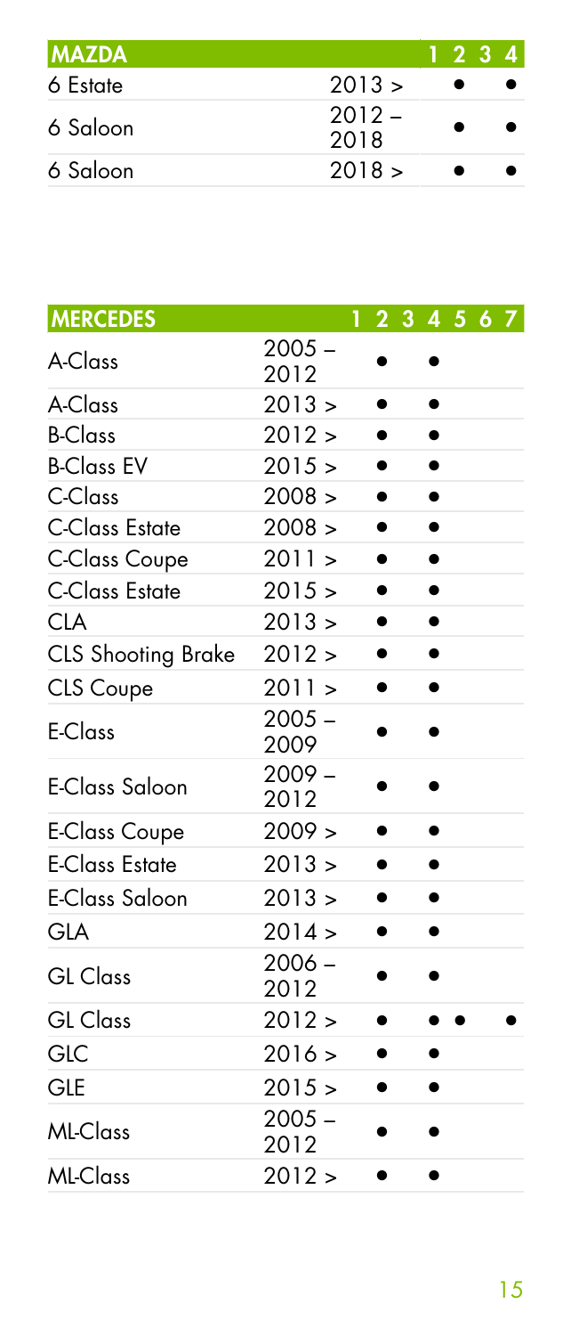| MAZDA | | 1 | 2 | 3 | 4 |
|---|---|---|---|---|---|
| 6 Estate | 2013 > | | ● | | ● |
| 6 Saloon | 2012 – 2018 | | ● | | ● |
| 6 Saloon | 2018 > | | ● | | ● |

| MERCEDES | | 1 | 2 | 3 | 4 | 5 | 6 | 7 |
|---|---|---|---|---|---|---|---|---|
| A-Class | 2005 – 2012 | | ● | | ● | | | |
| A-Class | 2013 > | | ● | | ● | | | |
| B-Class | 2012 > | | ● | | ● | | | |
| B-Class EV | 2015 > | | ● | | ● | | | |
| C-Class | 2008 > | | ● | | ● | | | |
| C-Class Estate | 2008 > | | ● | | ● | | | |
| C-Class Coupe | 2011 > | | ● | | ● | | | |
| C-Class Estate | 2015 > | | ● | | ● | | | |
| CLA | 2013 > | | ● | | ● | | | |
| CLS Shooting Brake | 2012 > | | ● | | ● | | | |
| CLS Coupe | 2011 > | | ● | | ● | | | |
| E-Class | 2005 – 2009 | | ● | | ● | | | |
| E-Class Saloon | 2009 – 2012 | | ● | | ● | | | |
| E-Class Coupe | 2009 > | | ● | | ● | | | |
| E-Class Estate | 2013 > | | ● | | ● | | | |
| E-Class Saloon | 2013 > | | ● | | ● | | | |
| GLA | 2014 > | | ● | | ● | | | |
| GL Class | 2006 – 2012 | | ● | | ● | | | |
| GL Class | 2012 > | | ● | | ● | ● | | ● |
| GLC | 2016 > | | ● | | ● | | | |
| GLE | 2015 > | | ● | | ● | | | |
| ML-Class | 2005 – 2012 | | ● | | ● | | | |
| ML-Class | 2012 > | | ● | | ● | | | |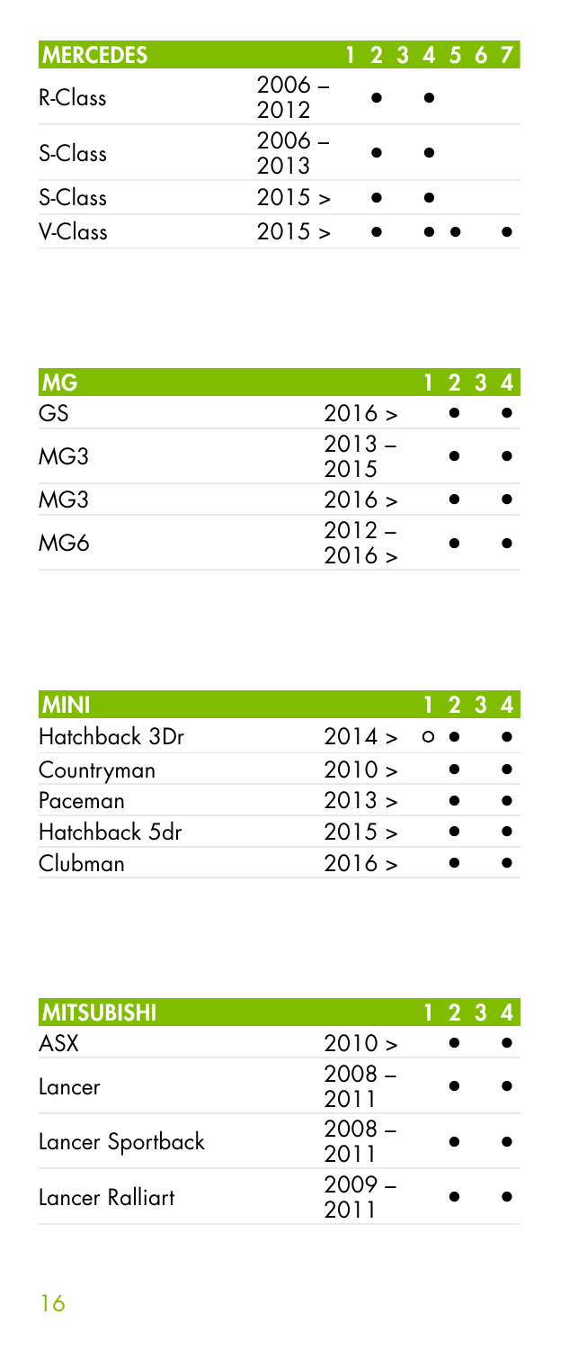| MERCEDES | | 1 | 2 | 3 | 4 | 5 | 6 | 7 |
|---|---|---|---|---|---|---|---|---|
| R-Class | 2006 – 2012 | | ● | | ● | | | |
| S-Class | 2006 – 2013 | | ● | | ● | | | |
| S-Class | 2015 > | | ● | | ● | | | |
| V-Class | 2015 > | | ● | | ● | ● | | ● |

| MG | | 1 | 2 | 3 | 4 |
|---|---|---|---|---|---|
| GS | 2016 > | | ● | | ● |
| MG3 | 2013 – 2015 | | ● | | ● |
| MG3 | 2016 > | | ● | | ● |
| MG6 | 2012 – 2016 > | | ● | | ● |

| MINI | | 1 | 2 | 3 | 4 |
|---|---|---|---|---|---|
| Hatchback 3Dr | 2014 > | ○ | ● | | ● |
| Countryman | 2010 > | | ● | | ● |
| Paceman | 2013 > | | ● | | ● |
| Hatchback 5dr | 2015 > | | ● | | ● |
| Clubman | 2016 > | | ● | | ● |

| MITSUBISHI | | 1 | 2 | 3 | 4 |
|---|---|---|---|---|---|
| ASX | 2010 > | | ● | | ● |
| Lancer | 2008 – 2011 | | ● | | ● |
| Lancer Sportback | 2008 – 2011 | | ● | | ● |
| Lancer Ralliart | 2009 – 2011 | | ● | | ● |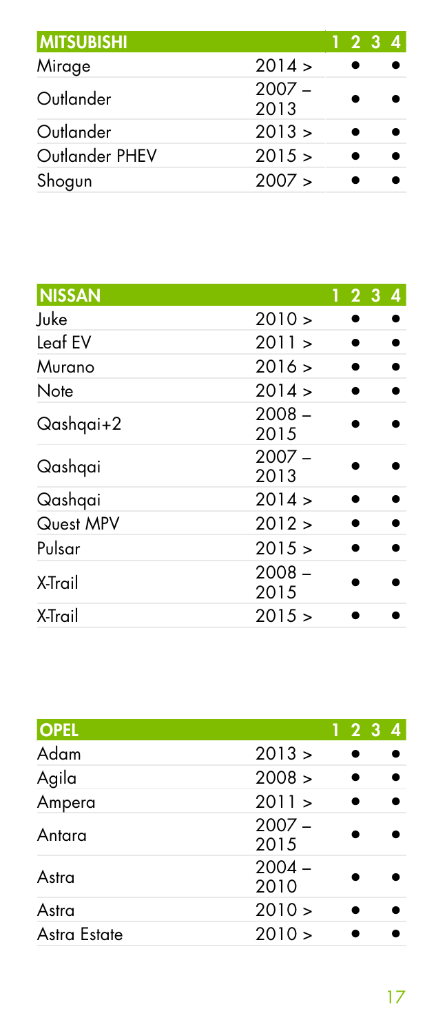| MITSUBISHI | | 1 | 2 | 3 | 4 |
|---|---|---|---|---|---|
| Mirage | 2014 > | | ● | | ● |
| Outlander | 2007 – 2013 | | ● | | ● |
| Outlander | 2013 > | | ● | | ● |
| Outlander PHEV | 2015 > | | ● | | ● |
| Shogun | 2007 > | | ● | | ● |

| NISSAN | | 1 | 2 | 3 | 4 |
|---|---|---|---|---|---|
| Juke | 2010 > | | ● | | ● |
| Leaf EV | 2011 > | | ● | | ● |
| Murano | 2016 > | | ● | | ● |
| Note | 2014 > | | ● | | ● |
| Qashqai+2 | 2008 – 2015 | | ● | | ● |
| Qashqai | 2007 – 2013 | | ● | | ● |
| Qashqai | 2014 > | | ● | | ● |
| Quest MPV | 2012 > | | ● | | ● |
| Pulsar | 2015 > | | ● | | ● |
| X-Trail | 2008 – 2015 | | ● | | ● |
| X-Trail | 2015 > | | ● | | ● |

| OPEL | | 1 | 2 | 3 | 4 |
|---|---|---|---|---|---|
| Adam | 2013 > | | ● | | ● |
| Agila | 2008 > | | ● | | ● |
| Ampera | 2011 > | | ● | | ● |
| Antara | 2007 – 2015 | | ● | | ● |
| Astra | 2004 – 2010 | | ● | | ● |
| Astra | 2010 > | | ● | | ● |
| Astra Estate | 2010 > | | ● | | ● |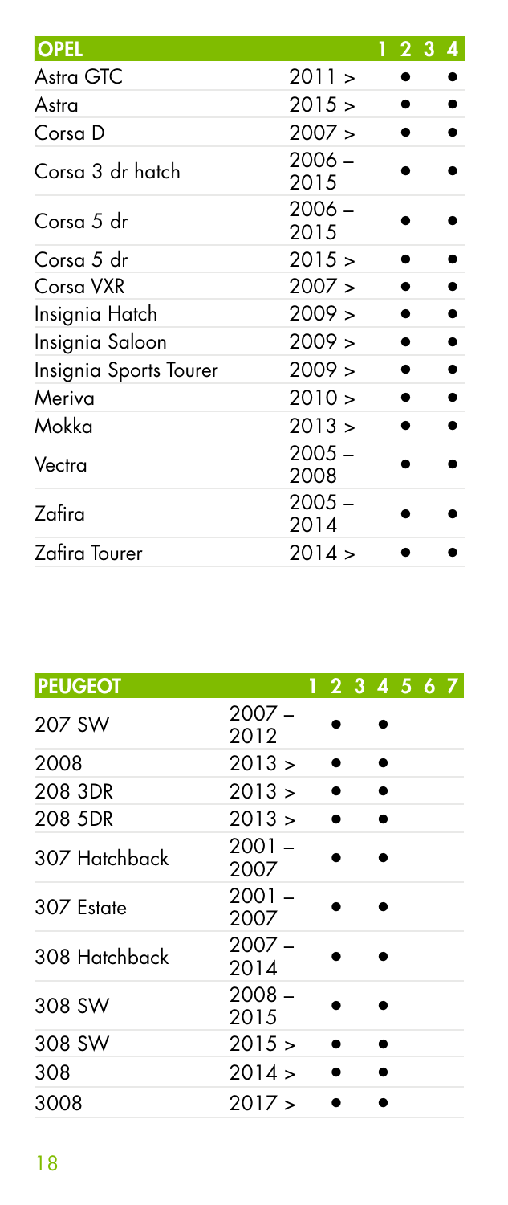| OPEL | | 1 | 2 | 3 | 4 |
|---|---|---|---|---|---|
| Astra GTC | 2011 > | | ● | | ● |
| Astra | 2015 > | | ● | | ● |
| Corsa D | 2007 > | | ● | | ● |
| Corsa 3 dr hatch | 2006 – 2015 | | ● | | ● |
| Corsa 5 dr | 2006 – 2015 | | ● | | ● |
| Corsa 5 dr | 2015 > | | ● | | ● |
| Corsa VXR | 2007 > | | ● | | ● |
| Insignia Hatch | 2009 > | | ● | | ● |
| Insignia Saloon | 2009 > | | ● | | ● |
| Insignia Sports Tourer | 2009 > | | ● | | ● |
| Meriva | 2010 > | | ● | | ● |
| Mokka | 2013 > | | ● | | ● |
| Vectra | 2005 – 2008 | | ● | | ● |
| Zafira | 2005 – 2014 | | ● | | ● |
| Zafira Tourer | 2014 > | | ● | | ● |

| PEUGEOT | | 1 | 2 | 3 | 4 | 5 | 6 | 7 |
|---|---|---|---|---|---|---|---|---|
| 207 SW | 2007 – 2012 | | ● | | ● | | | |
| 2008 | 2013 > | | ● | | ● | | | |
| 208 3DR | 2013 > | | ● | | ● | | | |
| 208 5DR | 2013 > | | ● | | ● | | | |
| 307 Hatchback | 2001 – 2007 | | ● | | ● | | | |
| 307 Estate | 2001 – 2007 | | ● | | ● | | | |
| 308 Hatchback | 2007 – 2014 | | ● | | ● | | | |
| 308 SW | 2008 – 2015 | | ● | | ● | | | |
| 308 SW | 2015 > | | ● | | ● | | | |
| 308 | 2014 > | | ● | | ● | | | |
| 3008 | 2017 > | | ● | | ● | | | |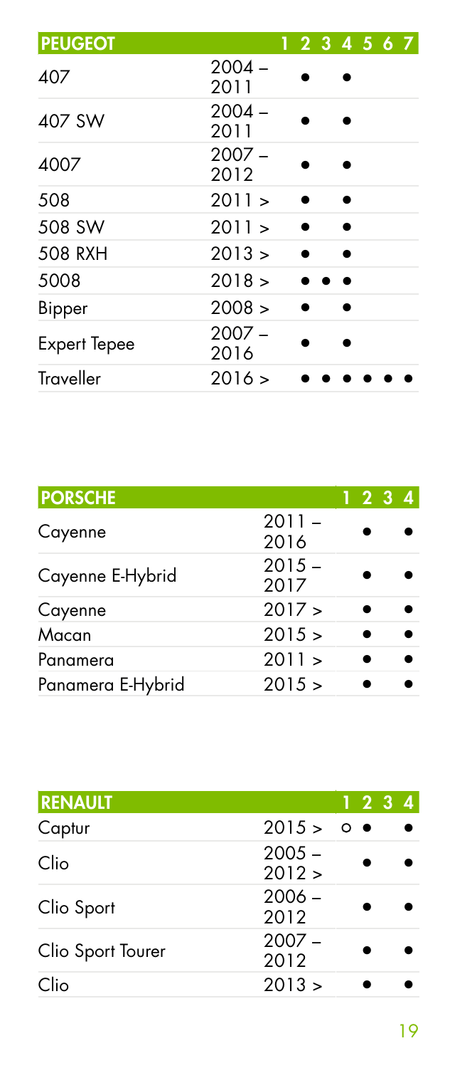| PEUGEOT | | 1 | 2 | 3 | 4 | 5 | 6 | 7 |
|---|---|---|---|---|---|---|---|---|
| 407 | 2004 – 2011 | ● | | ● | | | | |
| 407 SW | 2004 – 2011 | ● | | ● | | | | |
| 4007 | 2007 – 2012 | ● | | ● | | | | |
| 508 | 2011 > | ● | | ● | | | | |
| 508 SW | 2011 > | ● | | ● | | | | |
| 508 RXH | 2013 > | ● | | ● | | | | |
| 5008 | 2018 > | ● | ● | ● | | | | |
| Bipper | 2008 > | ● | | ● | | | | |
| Expert Tepee | 2007 – 2016 | ● | | ● | | | | |
| Traveller | 2016 > | ● | ● | ● | ● | ● | ● | |

| PORSCHE | | 1 | 2 | 3 | 4 |
|---|---|---|---|---|---|
| Cayenne | 2011 – 2016 | | ● | | ● |
| Cayenne E-Hybrid | 2015 – 2017 | | ● | | ● |
| Cayenne | 2017 > | | ● | | ● |
| Macan | 2015 > | | ● | | ● |
| Panamera | 2011 > | | ● | | ● |
| Panamera E-Hybrid | 2015 > | | ● | | ● |

| RENAULT | | 1 | 2 | 3 | 4 |
|---|---|---|---|---|---|
| Captur | 2015 > | ○ | ● | | ● |
| Clio | 2005 – 2012 > | | ● | | ● |
| Clio Sport | 2006 – 2012 | | ● | | ● |
| Clio Sport Tourer | 2007 – 2012 | | ● | | ● |
| Clio | 2013 > | | ● | | ● |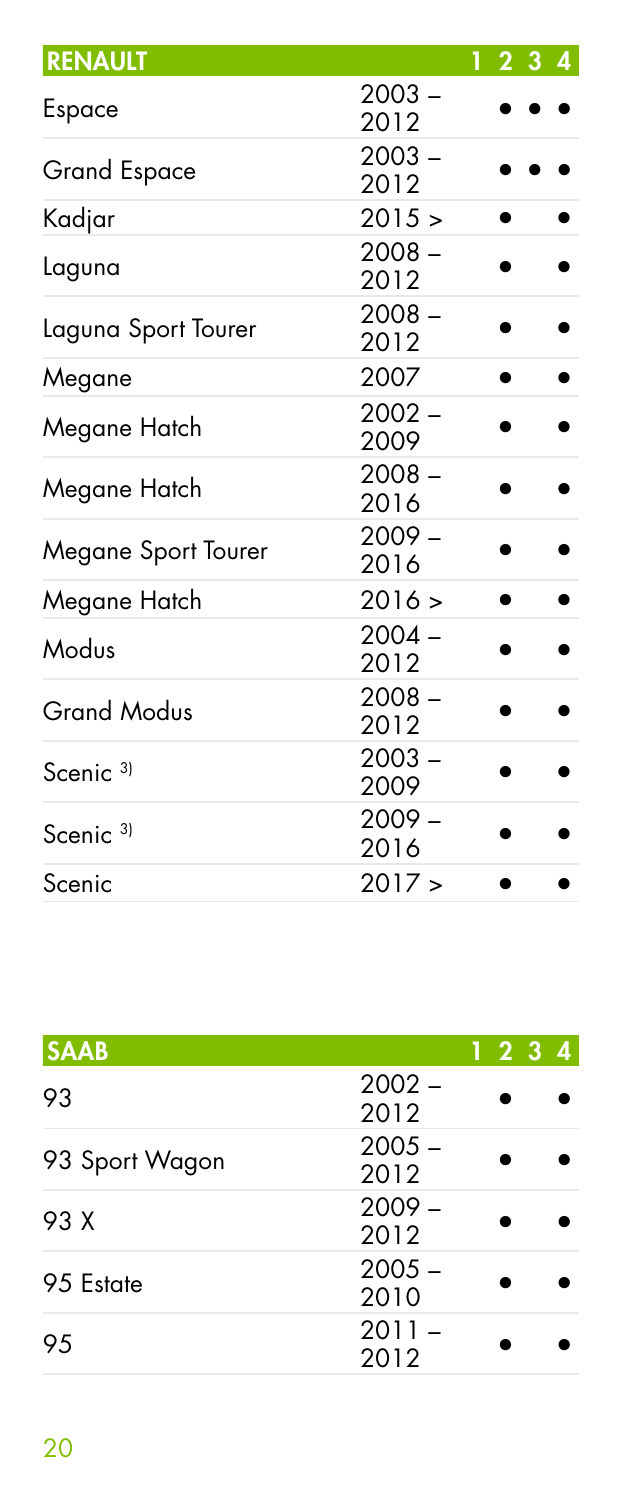| RENAULT | | 1 | 2 | 3 | 4 |
|---|---|---|---|---|---|
| Espace | 2003 – 2012 | | ● | ● | ● |
| Grand Espace | 2003 – 2012 | | ● | ● | ● |
| Kadjar | 2015 > | | ● | | ● |
| Laguna | 2008 – 2012 | | ● | | ● |
| Laguna Sport Tourer | 2008 – 2012 | | ● | | ● |
| Megane | 2007 | | ● | | ● |
| Megane Hatch | 2002 – 2009 | | ● | | ● |
| Megane Hatch | 2008 – 2016 | | ● | | ● |
| Megane Sport Tourer | 2009 – 2016 | | ● | | ● |
| Megane Hatch | 2016 > | | ● | | ● |
| Modus | 2004 – 2012 | | ● | | ● |
| Grand Modus | 2008 – 2012 | | ● | | ● |
| Scenic [3)] | 2003 – 2009 | | ● | | ● |
| Scenic [3)] | 2009 – 2016 | | ● | | ● |
| Scenic | 2017 > | | ● | | ● |

| SAAB | | 1 | 2 | 3 | 4 |
|---|---|---|---|---|---|
| 93 | 2002 – 2012 | | ● | | ● |
| 93 Sport Wagon | 2005 – 2012 | | ● | | ● |
| 93 X | 2009 – 2012 | | ● | | ● |
| 95 Estate | 2005 – 2010 | | ● | | ● |
| 95 | 2011 – 2012 | | ● | | ● |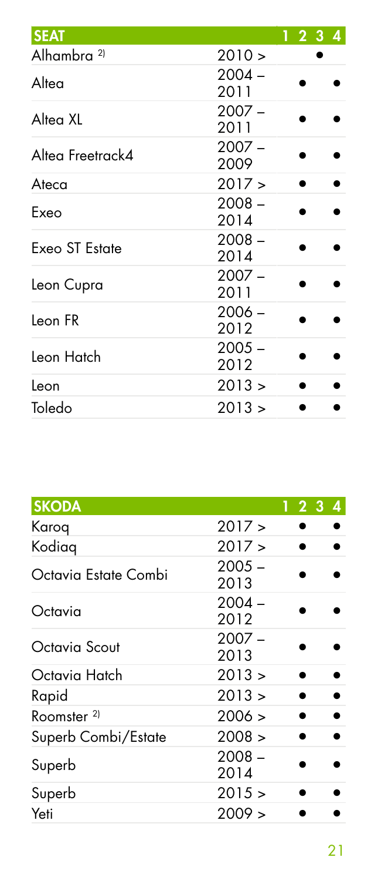| SEAT | | 1 | 2 | 3 | 4 |
|---|---|---|---|---|---|
| Alhambra [2] | 2010 > | | | ● | |
| Altea | 2004 – 2011 | | ● | | ● |
| Altea XL | 2007 – 2011 | | ● | | ● |
| Altea Freetrack4 | 2007 – 2009 | | ● | | ● |
| Ateca | 2017 > | | ● | | ● |
| Exeo | 2008 – 2014 | | ● | | ● |
| Exeo ST Estate | 2008 – 2014 | | ● | | ● |
| Leon Cupra | 2007 – 2011 | | ● | | ● |
| Leon FR | 2006 – 2012 | | ● | | ● |
| Leon Hatch | 2005 – 2012 | | ● | | ● |
| Leon | 2013 > | | ● | | ● |
| Toledo | 2013 > | | ● | | ● |

| SKODA | | 1 | 2 | 3 | 4 |
|---|---|---|---|---|---|
| Karoq | 2017 > | | ● | | ● |
| Kodiaq | 2017 > | | ● | | ● |
| Octavia Estate Combi | 2005 – 2013 | | ● | | ● |
| Octavia | 2004 – 2012 | | ● | | ● |
| Octavia Scout | 2007 – 2013 | | ● | | ● |
| Octavia Hatch | 2013 > | | ● | | ● |
| Rapid | 2013 > | | ● | | ● |
| Roomster [2] | 2006 > | | ● | | ● |
| Superb Combi/Estate | 2008 > | | ● | | ● |
| Superb | 2008 – 2014 | | ● | | ● |
| Superb | 2015 > | | ● | | ● |
| Yeti | 2009 > | | ● | | ● |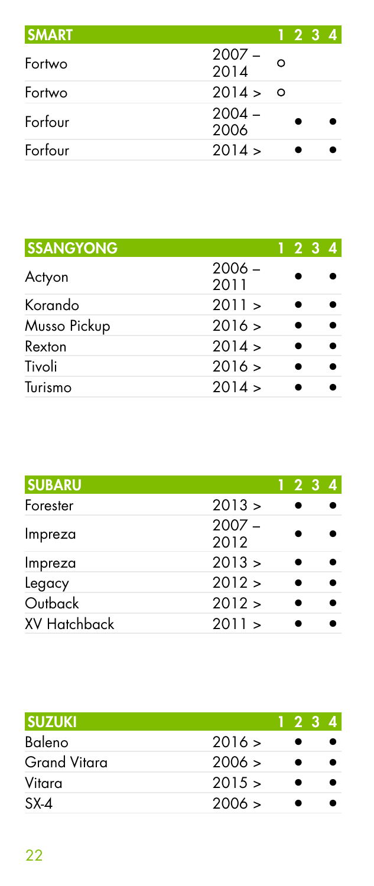| SMART | | 1 | 2 | 3 | 4 |
|---|---|---|---|---|---|
| Fortwo | 2007 – 2014 | ○ | | | |
| Fortwo | 2014 > | ○ | | | |
| Forfour | 2004 – 2006 | | ● | | ● |
| Forfour | 2014 > | | ● | | ● |

| SSANGYONG | | 1 | 2 | 3 | 4 |
|---|---|---|---|---|---|
| Actyon | 2006 – 2011 | | ● | | ● |
| Korando | 2011 > | | ● | | ● |
| Musso Pickup | 2016 > | | ● | | ● |
| Rexton | 2014 > | | ● | | ● |
| Tivoli | 2016 > | | ● | | ● |
| Turismo | 2014 > | | ● | | ● |

| SUBARU | | 1 | 2 | 3 | 4 |
|---|---|---|---|---|---|
| Forester | 2013 > | | ● | | ● |
| Impreza | 2007 – 2012 | | ● | | ● |
| Impreza | 2013 > | | ● | | ● |
| Legacy | 2012 > | | ● | | ● |
| Outback | 2012 > | | ● | | ● |
| XV Hatchback | 2011 > | | ● | | ● |

| SUZUKI | | 1 | 2 | 3 | 4 |
|---|---|---|---|---|---|
| Baleno | 2016 > | | ● | | ● |
| Grand Vitara | 2006 > | | ● | | ● |
| Vitara | 2015 > | | ● | | ● |
| SX-4 | 2006 > | | ● | | ● |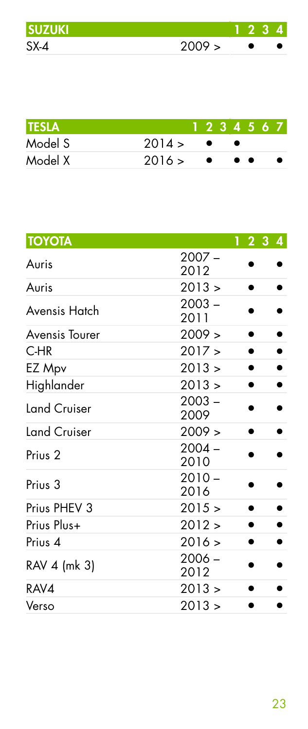| SUZUKI | | 1 | 2 | 3 | 4 |
|---|---|---|---|---|---|
| SX-4 | 2009 > | | ● | | ● |

| TESLA | | 1 | 2 | 3 | 4 | 5 | 6 | 7 |
|---|---|---|---|---|---|---|---|---|
| Model S | 2014 > | | ● | | ● | | | |
| Model X | 2016 > | | ● | | ● | ● | | ● |

| TOYOTA | | 1 | 2 | 3 | 4 |
|---|---|---|---|---|---|
| Auris | 2007 – 2012 | | ● | | ● |
| Auris | 2013 > | | ● | | ● |
| Avensis Hatch | 2003 – 2011 | | ● | | ● |
| Avensis Tourer | 2009 > | | ● | | ● |
| C-HR | 2017 > | | ● | | ● |
| EZ Mpv | 2013 > | | ● | | ● |
| Highlander | 2013 > | | ● | | ● |
| Land Cruiser | 2003 – 2009 | | ● | | ● |
| Land Cruiser | 2009 > | | ● | | ● |
| Prius 2 | 2004 – 2010 | | ● | | ● |
| Prius 3 | 2010 – 2016 | | ● | | ● |
| Prius PHEV 3 | 2015 > | | ● | | ● |
| Prius Plus+ | 2012 > | | ● | | ● |
| Prius 4 | 2016 > | | ● | | ● |
| RAV 4 (mk 3) | 2006 – 2012 | | ● | | ● |
| RAV4 | 2013 > | | ● | | ● |
| Verso | 2013 > | | ● | | ● |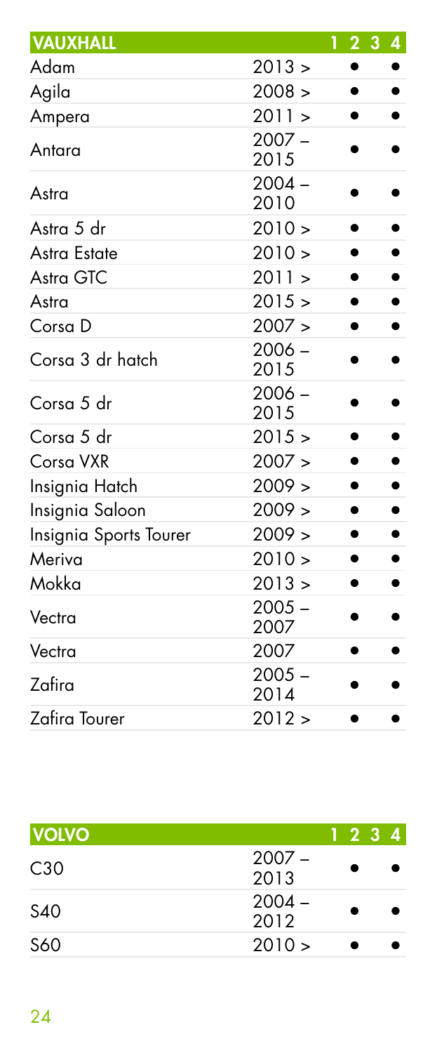| VAUXHALL | | 1 | 2 | 3 | 4 |
|---|---|---|---|---|---|
| Adam | 2013 > | | ● | | ● |
| Agila | 2008 > | | ● | | ● |
| Ampera | 2011 > | | ● | | ● |
| Antara | 2007 – 2015 | | ● | | ● |
| Astra | 2004 – 2010 | | ● | | ● |
| Astra 5 dr | 2010 > | | ● | | ● |
| Astra Estate | 2010 > | | ● | | ● |
| Astra GTC | 2011 > | | ● | | ● |
| Astra | 2015 > | | ● | | ● |
| Corsa D | 2007 > | | ● | | ● |
| Corsa 3 dr hatch | 2006 – 2015 | | ● | | ● |
| Corsa 5 dr | 2006 – 2015 | | ● | | ● |
| Corsa 5 dr | 2015 > | | ● | | ● |
| Corsa VXR | 2007 > | | ● | | ● |
| Insignia Hatch | 2009 > | | ● | | ● |
| Insignia Saloon | 2009 > | | ● | | ● |
| Insignia Sports Tourer | 2009 > | | ● | | ● |
| Meriva | 2010 > | | ● | | ● |
| Mokka | 2013 > | | ● | | ● |
| Vectra | 2005 – 2007 | | ● | | ● |
| Vectra | 2007 | | ● | | ● |
| Zafira | 2005 – 2014 | | ● | | ● |
| Zafira Tourer | 2012 > | | ● | | ● |

| VOLVO | | 1 | 2 | 3 | 4 |
|---|---|---|---|---|---|
| C30 | 2007 – 2013 | | ● | | ● |
| S40 | 2004 – 2012 | | ● | | ● |
| S60 | 2010 > | | ● | | ● |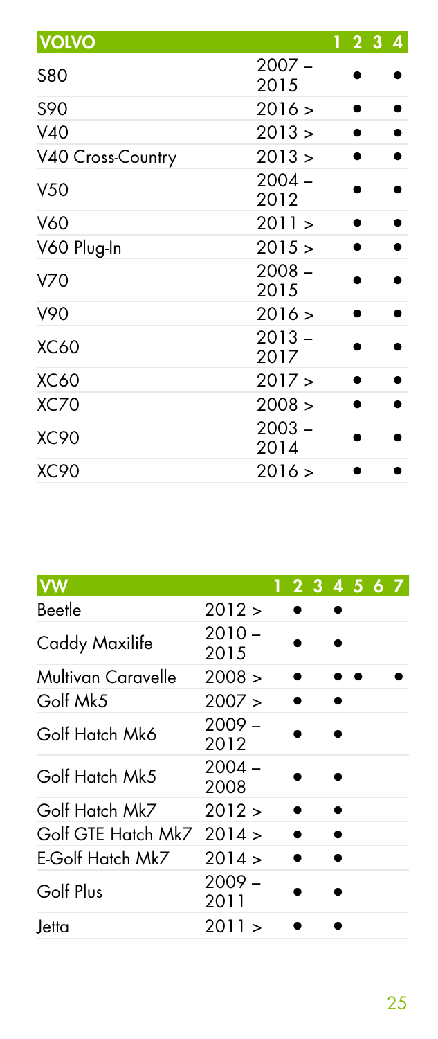| VOLVO | | 1 | 2 | 3 | 4 |
|---|---|---|---|---|---|
| S80 | 2007 – 2015 | | ● | | ● |
| S90 | 2016 > | | ● | | ● |
| V40 | 2013 > | | ● | | ● |
| V40 Cross-Country | 2013 > | | ● | | ● |
| V50 | 2004 – 2012 | | ● | | ● |
| V60 | 2011 > | | ● | | ● |
| V60 Plug-In | 2015 > | | ● | | ● |
| V70 | 2008 – 2015 | | ● | | ● |
| V90 | 2016 > | | ● | | ● |
| XC60 | 2013 – 2017 | | ● | | ● |
| XC60 | 2017 > | | ● | | ● |
| XC70 | 2008 > | | ● | | ● |
| XC90 | 2003 – 2014 | | ● | | ● |
| XC90 | 2016 > | | ● | | ● |

| VW | | 1 | 2 | 3 | 4 | 5 | 6 | 7 |
|---|---|---|---|---|---|---|---|---|
| Beetle | 2012 > | | ● | | ● | | | |
| Caddy Maxilife | 2010 – 2015 | | ● | | ● | | | |
| Multivan Caravelle | 2008 > | | ● | | ● | ● | | ● |
| Golf Mk5 | 2007 > | | ● | | ● | | | |
| Golf Hatch Mk6 | 2009 – 2012 | | ● | | ● | | | |
| Golf Hatch Mk5 | 2004 – 2008 | | ● | | ● | | | |
| Golf Hatch Mk7 | 2012 > | | ● | | ● | | | |
| Golf GTE Hatch Mk7 | 2014 > | | ● | | ● | | | |
| E-Golf Hatch Mk7 | 2014 > | | ● | | ● | | | |
| Golf Plus | 2009 – 2011 | | ● | | ● | | | |
| Jetta | 2011 > | | ● | | ● | | | |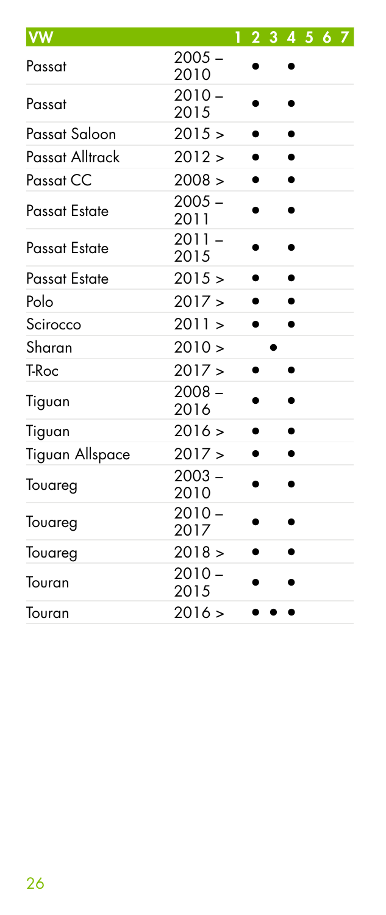| VW | | 1 | 2 | 3 | 4 | 5 | 6 | 7 |
|---|---|---|---|---|---|---|---|---|
| Passat | 2005 – 2010 | ● | | ● | | | | |
| Passat | 2010 – 2015 | ● | | ● | | | | |
| Passat Saloon | 2015 > | ● | | ● | | | | |
| Passat Alltrack | 2012 > | ● | | ● | | | | |
| Passat CC | 2008 > | ● | | ● | | | | |
| Passat Estate | 2005 – 2011 | ● | | ● | | | | |
| Passat Estate | 2011 – 2015 | ● | | ● | | | | |
| Passat Estate | 2015 > | ● | | ● | | | | |
| Polo | 2017 > | ● | | ● | | | | |
| Scirocco | 2011 > | ● | | ● | | | | |
| Sharan | 2010 > | | ● | | | | | |
| T-Roc | 2017 > | ● | | ● | | | | |
| Tiguan | 2008 – 2016 | ● | | ● | | | | |
| Tiguan | 2016 > | ● | | ● | | | | |
| Tiguan Allspace | 2017 > | ● | | ● | | | | |
| Touareg | 2003 – 2010 | ● | | ● | | | | |
| Touareg | 2010 – 2017 | ● | | ● | | | | |
| Touareg | 2018 > | ● | | ● | | | | |
| Touran | 2010 – 2015 | ● | | ● | | | | |
| Touran | 2016 > | ● | ● | ● | | | | |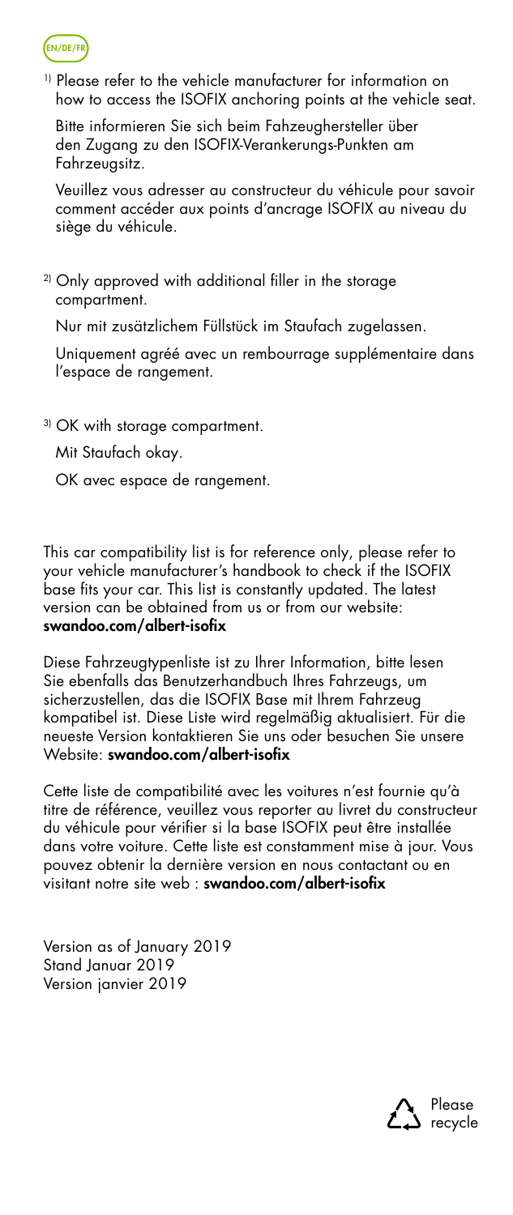EN/DE/FR

[1] Please refer to the vehicle manufacturer for information on how to access the ISOFIX anchoring points at the vehicle seat.

Bitte informieren Sie sich beim Fahzeughersteller über den Zugang zu den ISOFIX-Verankerungs-Punkten am Fahrzeugsitz.

Veuillez vous adresser au constructeur du véhicule pour savoir comment accéder aux points d'ancrage ISOFIX au niveau du siège du véhicule.

[2] Only approved with additional filler in the storage compartment.

Nur mit zusätzlichem Füllstück im Staufach zugelassen.

Uniquement agréé avec un rembourrage supplémentaire dans l'espace de rangement.

[3] OK with storage compartment.

Mit Staufach okay.

OK avec espace de rangement.

This car compatibility list is for reference only, please refer to your vehicle manufacturer's handbook to check if the ISOFIX base fits your car. This list is constantly updated. The latest version can be obtained from us or from our website: **swandoo.com/albert-isofix**

Diese Fahrzeugtypenliste ist zu Ihrer Information, bitte lesen Sie ebenfalls das Benutzerhandbuch Ihres Fahrzeugs, um sicherzustellen, das die ISOFIX Base mit Ihrem Fahrzeug kompatibel ist. Diese Liste wird regelmäßig aktualisiert. Für die neueste Version kontaktieren Sie uns oder besuchen Sie unsere Website: **swandoo.com/albert-isofix**

Cette liste de compatibilité avec les voitures n'est fournie qu'à titre de référence, veuillez vous reporter au livret du constructeur du véhicule pour vérifier si la base ISOFIX peut être installée dans votre voiture. Cette liste est constamment mise à jour. Vous pouvez obtenir la dernière version en nous contactant ou en visitant notre site web : **swandoo.com/albert-isofix**

Version as of January 2019
Stand Januar 2019
Version janvier 2019

Please recycle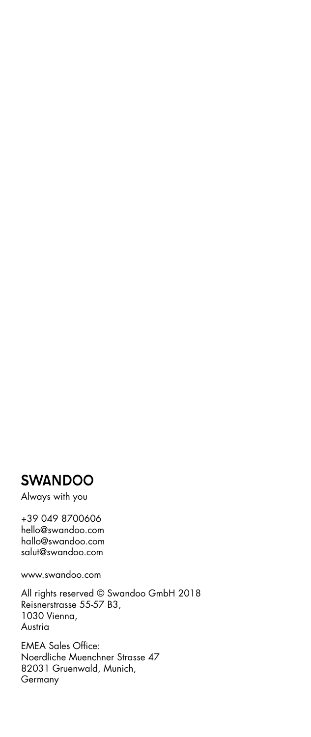# SWANDOO

Always with you

+39 049 8700606
hello@swandoo.com
hallo@swandoo.com
salut@swandoo.com

www.swandoo.com

All rights reserved © Swandoo GmbH 2018
Reisnerstrasse 55-57 B3,
1030 Vienna,
Austria

EMEA Sales Office:
Noerdliche Muenchner Strasse 47
82031 Gruenwald, Munich,
Germany